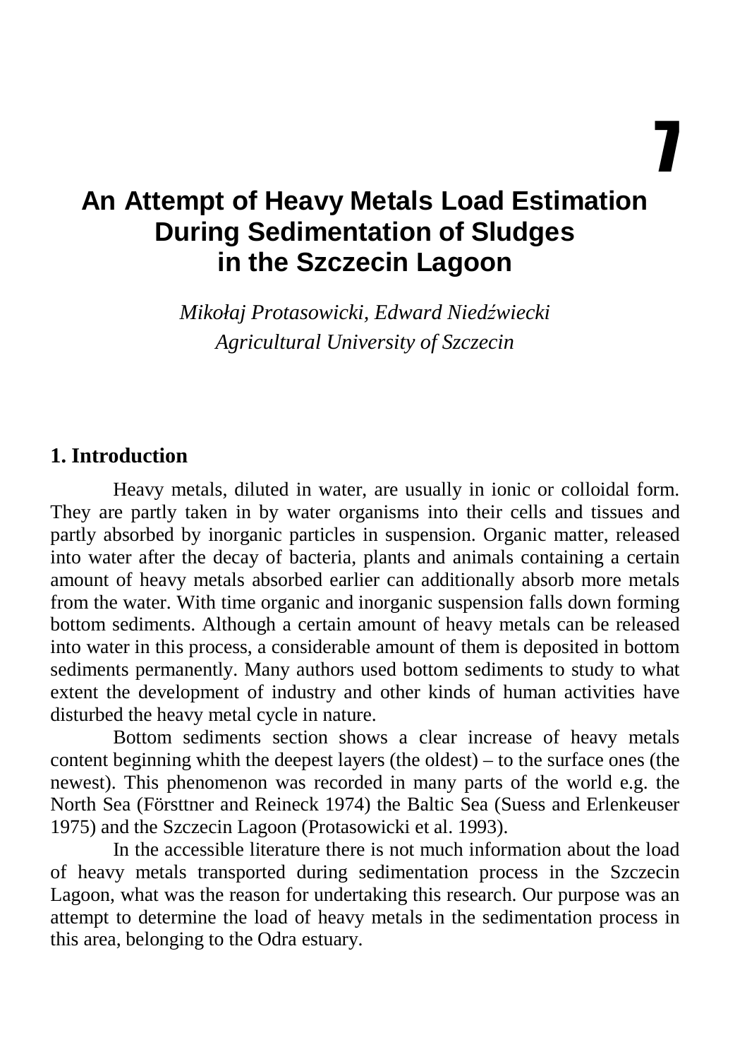# 7

# An Attempt of Heavy Metals Load Estimation During Sedimentation of Sludges in the Szczecin Lagoon

*Mikołaj Protasowicki, Edward Niedźwiecki*
*Agricultural University of Szczecin*

## 1. Introduction

Heavy metals, diluted in water, are usually in ionic or colloidal form. They are partly taken in by water organisms into their cells and tissues and partly absorbed by inorganic particles in suspension. Organic matter, released into water after the decay of bacteria, plants and animals containing a certain amount of heavy metals absorbed earlier can additionally absorb more metals from the water. With time organic and inorganic suspension falls down forming bottom sediments. Although a certain amount of heavy metals can be released into water in this process, a considerable amount of them is deposited in bottom sediments permanently. Many authors used bottom sediments to study to what extent the development of industry and other kinds of human activities have disturbed the heavy metal cycle in nature.

Bottom sediments section shows a clear increase of heavy metals content beginning whith the deepest layers (the oldest) – to the surface ones (the newest). This phenomenon was recorded in many parts of the world e.g. the North Sea (Försttner and Reineck 1974) the Baltic Sea (Suess and Erlenkeuser 1975) and the Szczecin Lagoon (Protasowicki et al. 1993).

In the accessible literature there is not much information about the load of heavy metals transported during sedimentation process in the Szczecin Lagoon, what was the reason for undertaking this research. Our purpose was an attempt to determine the load of heavy metals in the sedimentation process in this area, belonging to the Odra estuary.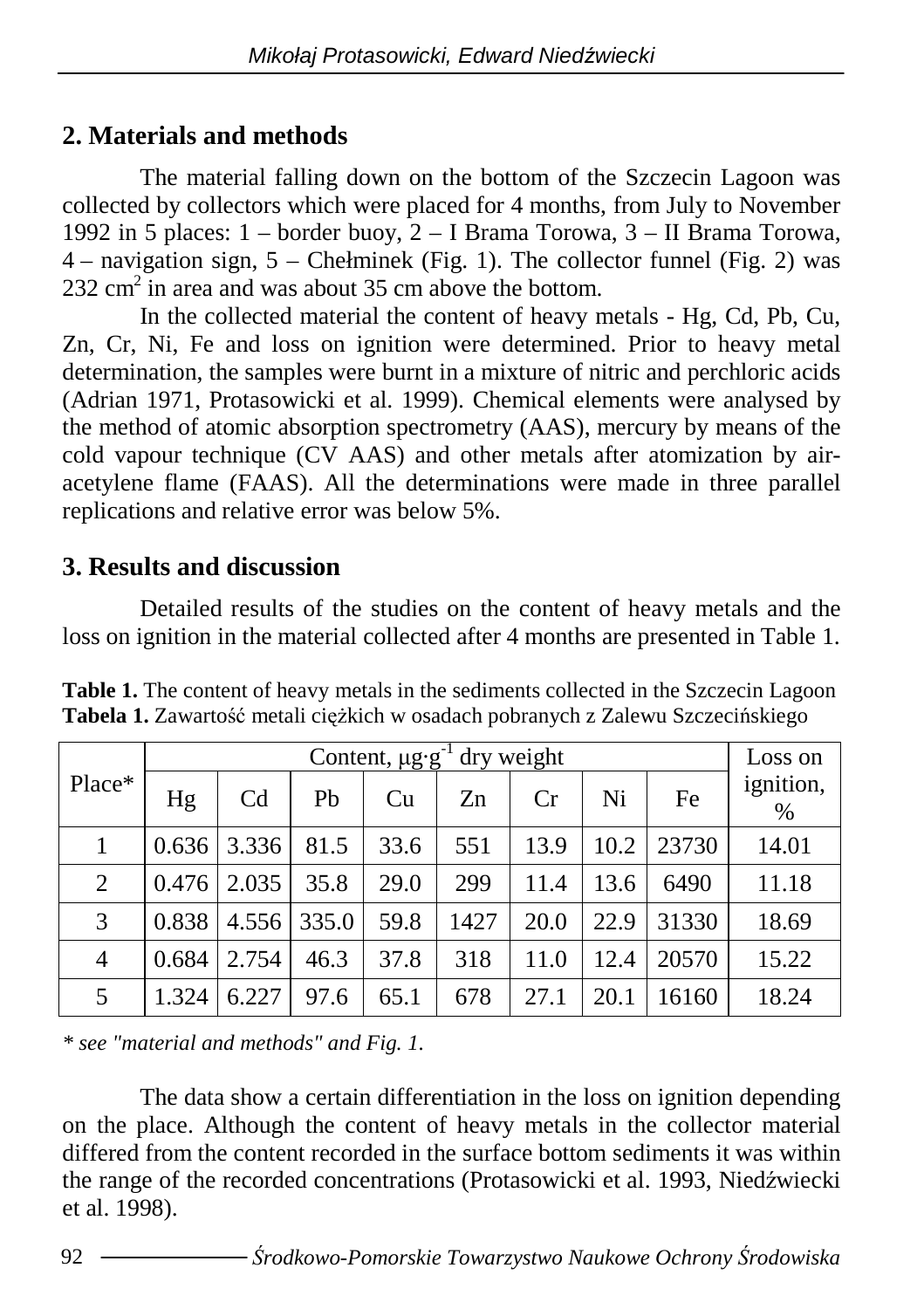## 2. Materials and methods

The material falling down on the bottom of the Szczecin Lagoon was collected by collectors which were placed for 4 months, from July to November 1992 in 5 places: 1 – border buoy, 2 – I Brama Torowa, 3 – II Brama Torowa, 4 – navigation sign, 5 – Chełminek (Fig. 1). The collector funnel (Fig. 2) was 232 $cm^2$ in area and was about 35 cm above the bottom.

In the collected material the content of heavy metals - Hg, Cd, Pb, Cu, Zn, Cr, Ni, Fe and loss on ignition were determined. Prior to heavy metal determination, the samples were burnt in a mixture of nitric and perchloric acids (Adrian 1971, Protasowicki et al. 1999). Chemical elements were analysed by the method of atomic absorption spectrometry (AAS), mercury by means of the cold vapour technique (CV AAS) and other metals after atomization by air-acetylene flame (FAAS). All the determinations were made in three parallel replications and relative error was below 5%.

## 3. Results and discussion

Detailed results of the studies on the content of heavy metals and the loss on ignition in the material collected after 4 months are presented in Table 1.

**Table 1.** The content of heavy metals in the sediments collected in the Szczecin Lagoon
**Tabela 1.** Zawartość metali ciężkich w osadach pobranych z Zalewu Szczecińskiego

| Place* | Content, $\mu g \cdot g^{-1}$ dry weight | | | | | | | | Loss on ignition, % |
|---|---|---|---|---|---|---|---|---|---|
| | Hg | Cd | Pb | Cu | Zn | Cr | Ni | Fe | |
| 1 | 0.636 | 3.336 | 81.5 | 33.6 | 551 | 13.9 | 10.2 | 23730 | 14.01 |
| 2 | 0.476 | 2.035 | 35.8 | 29.0 | 299 | 11.4 | 13.6 | 6490 | 11.18 |
| 3 | 0.838 | 4.556 | 335.0 | 59.8 | 1427 | 20.0 | 22.9 | 31330 | 18.69 |
| 4 | 0.684 | 2.754 | 46.3 | 37.8 | 318 | 11.0 | 12.4 | 20570 | 15.22 |
| 5 | 1.324 | 6.227 | 97.6 | 65.1 | 678 | 27.1 | 20.1 | 16160 | 18.24 |

*\* see "material and methods" and Fig. 1.*

The data show a certain differentiation in the loss on ignition depending on the place. Although the content of heavy metals in the collector material differed from the content recorded in the surface bottom sediments it was within the range of the recorded concentrations (Protasowicki et al. 1993, Niedźwiecki et al. 1998).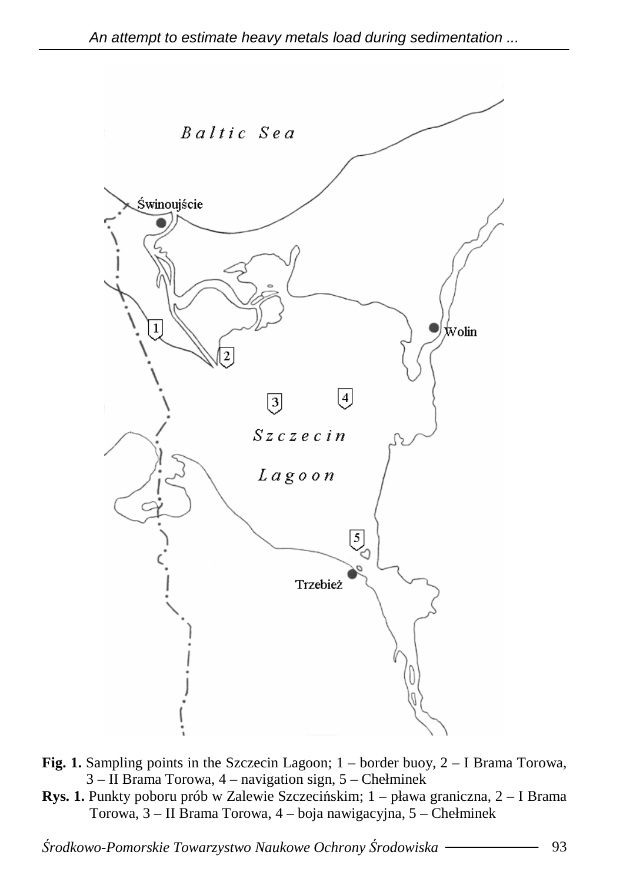**Fig. 1.** Sampling points in the Szczecin Lagoon; 1 – border buoy, 2 – I Brama Torowa, 3 – II Brama Torowa, 4 – navigation sign, 5 – Chełminek

**Rys. 1.** Punkty poboru prób w Zalewie Szczecińskim; 1 – pława graniczna, 2 – I Brama Torowa, 3 – II Brama Torowa, 4 – boja nawigacyjna, 5 – Chełminek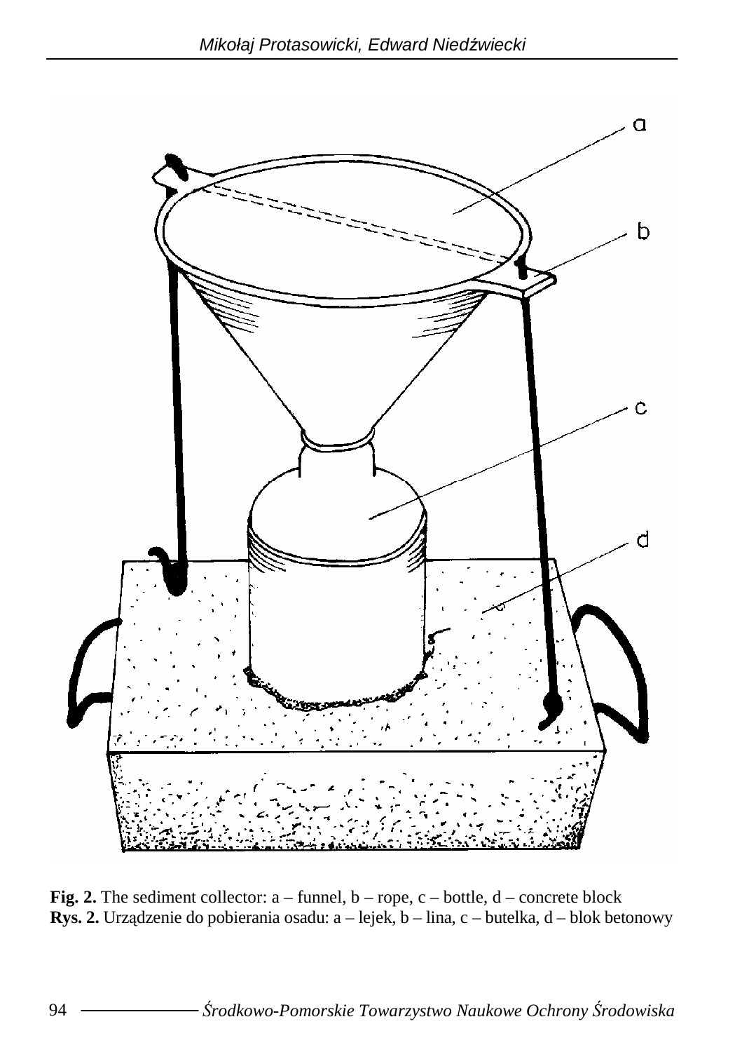**Fig. 2.** The sediment collector: a – funnel, b – rope, c – bottle, d – concrete block
**Rys. 2.** Urządzenie do pobierania osadu: a – lejek, b – lina, c – butelka, d – blok betonowy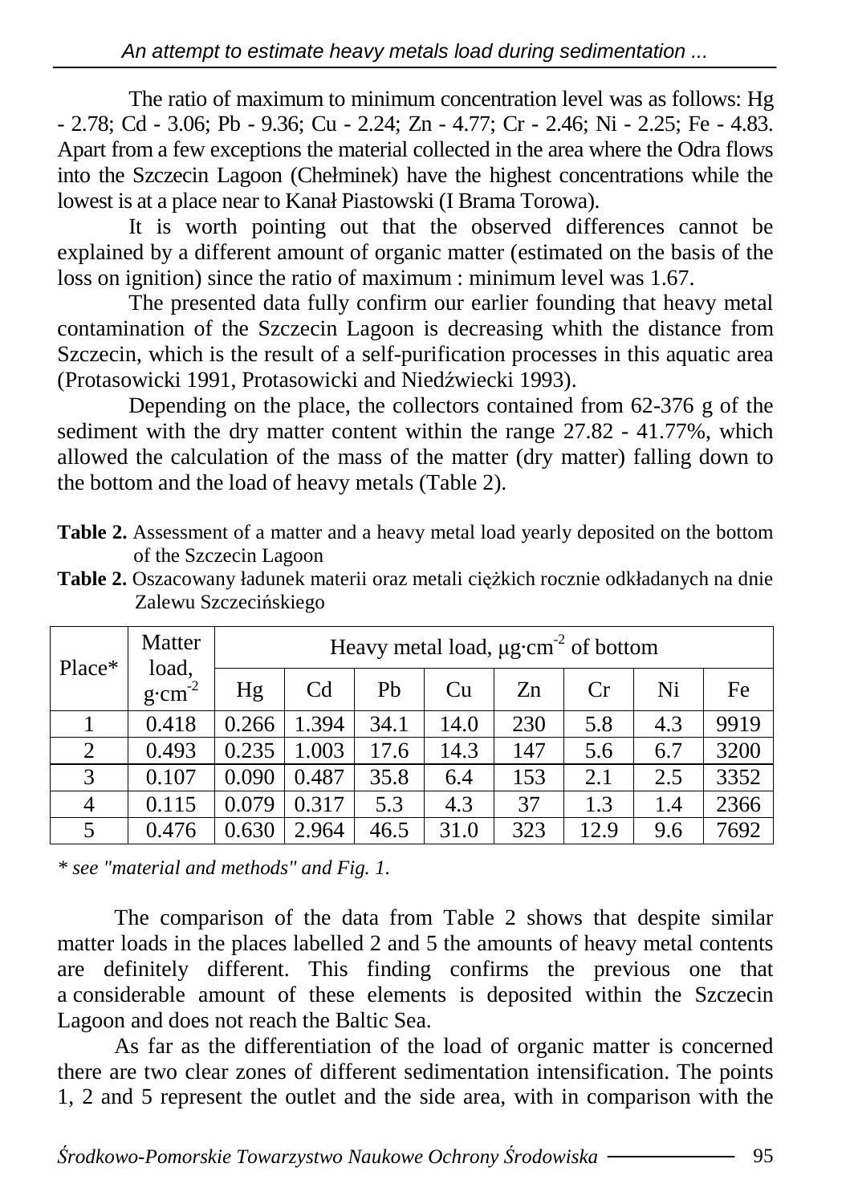The ratio of maximum to minimum concentration level was as follows: Hg - 2.78; Cd - 3.06; Pb - 9.36; Cu - 2.24; Zn - 4.77; Cr - 2.46; Ni - 2.25; Fe - 4.83. Apart from a few exceptions the material collected in the area where the Odra flows into the Szczecin Lagoon (Chełminek) have the highest concentrations while the lowest is at a place near to Kanał Piastowski (I Brama Torowa).

It is worth pointing out that the observed differences cannot be explained by a different amount of organic matter (estimated on the basis of the loss on ignition) since the ratio of maximum : minimum level was 1.67.

The presented data fully confirm our earlier founding that heavy metal contamination of the Szczecin Lagoon is decreasing whith the distance from Szczecin, which is the result of a self-purification processes in this aquatic area (Protasowicki 1991, Protasowicki and Niedźwiecki 1993).

Depending on the place, the collectors contained from 62-376 g of the sediment with the dry matter content within the range 27.82 - 41.77%, which allowed the calculation of the mass of the matter (dry matter) falling down to the bottom and the load of heavy metals (Table 2).

**Table 2.** Assessment of a matter and a heavy metal load yearly deposited on the bottom of the Szczecin Lagoon

**Table 2.** Oszacowany ładunek materii oraz metali ciężkich rocznie odkładanych na dnie Zalewu Szczecińskiego

| Place* | Matter load, $g \cdot cm^{-2}$ | Heavy metal load, $\mu g \cdot cm^{-2}$ of bottom | | | | | | | |
|---|---|---|---|---|---|---|---|---|---|
| | | Hg | Cd | Pb | Cu | Zn | Cr | Ni | Fe |
| 1 | 0.418 | 0.266 | 1.394 | 34.1 | 14.0 | 230 | 5.8 | 4.3 | 9919 |
| 2 | 0.493 | 0.235 | 1.003 | 17.6 | 14.3 | 147 | 5.6 | 6.7 | 3200 |
| 3 | 0.107 | 0.090 | 0.487 | 35.8 | 6.4 | 153 | 2.1 | 2.5 | 3352 |
| 4 | 0.115 | 0.079 | 0.317 | 5.3 | 4.3 | 37 | 1.3 | 1.4 | 2366 |
| 5 | 0.476 | 0.630 | 2.964 | 46.5 | 31.0 | 323 | 12.9 | 9.6 | 7692 |

*\* see "material and methods" and Fig. 1.*

The comparison of the data from Table 2 shows that despite similar matter loads in the places labelled 2 and 5 the amounts of heavy metal contents are definitely different. This finding confirms the previous one that a considerable amount of these elements is deposited within the Szczecin Lagoon and does not reach the Baltic Sea.

As far as the differentiation of the load of organic matter is concerned there are two clear zones of different sedimentation intensification. The points 1, 2 and 5 represent the outlet and the side area, with in comparison with the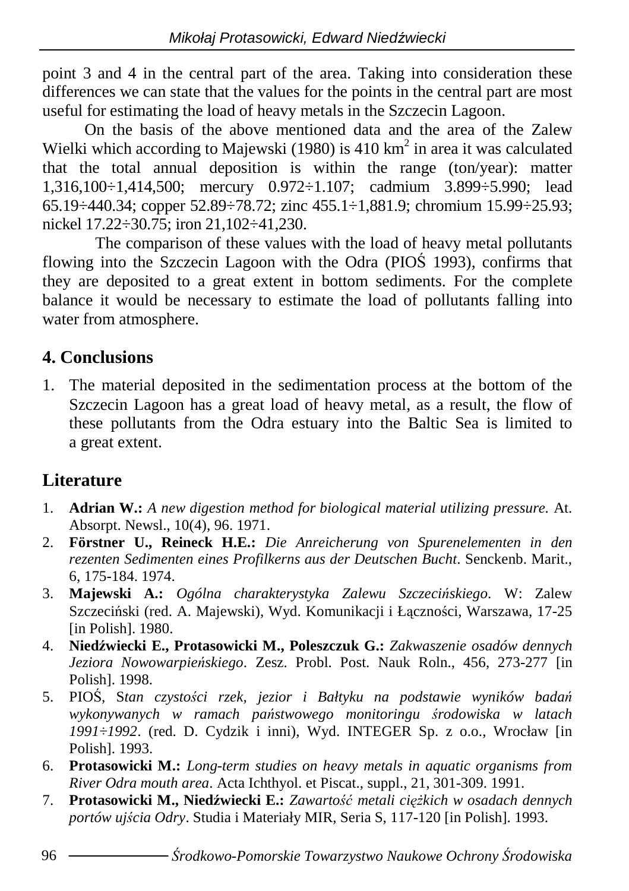point 3 and 4 in the central part of the area. Taking into consideration these differences we can state that the values for the points in the central part are most useful for estimating the load of heavy metals in the Szczecin Lagoon.

On the basis of the above mentioned data and the area of the Zalew Wielki which according to Majewski (1980) is 410 $km^2$ in area it was calculated that the total annual deposition is within the range (ton/year): matter 1,316,100÷1,414,500; mercury 0.972÷1.107; cadmium 3.899÷5.990; lead 65.19÷440.34; copper 52.89÷78.72; zinc 455.1÷1,881.9; chromium 15.99÷25.93; nickel 17.22÷30.75; iron 21,102÷41,230.

The comparison of these values with the load of heavy metal pollutants flowing into the Szczecin Lagoon with the Odra (PIOŚ 1993), confirms that they are deposited to a great extent in bottom sediments. For the complete balance it would be necessary to estimate the load of pollutants falling into water from atmosphere.

## 4. Conclusions

1. The material deposited in the sedimentation process at the bottom of the Szczecin Lagoon has a great load of heavy metal, as a result, the flow of these pollutants from the Odra estuary into the Baltic Sea is limited to a great extent.

## Literature

1. **Adrian W.:** *A new digestion method for biological material utilizing pressure.* At. Absorpt. Newsl., 10(4), 96. 1971.
2. **Förstner U., Reineck H.E.:** *Die Anreicherung von Spurenelementen in den rezenten Sedimenten eines Profilkerns aus der Deutschen Bucht*. Senckenb. Marit., 6, 175-184. 1974.
3. **Majewski A.:** *Ogólna charakterystyka Zalewu Szczecińskiego*. W: Zalew Szczeciński (red. A. Majewski), Wyd. Komunikacji i Łączności, Warszawa, 17-25 [in Polish]. 1980.
4. **Niedźwiecki E., Protasowicki M., Poleszczuk G.:** *Zakwaszenie osadów dennych Jeziora Nowowarpieńskiego*. Zesz. Probl. Post. Nauk Roln., 456, 273-277 [in Polish]. 1998.
5. PIOŚ, S*tan czystości rzek, jezior i Bałtyku na podstawie wyników badań wykonywanych w ramach państwowego monitoringu środowiska w latach 1991÷1992*. (red. D. Cydzik i inni), Wyd. INTEGER Sp. z o.o., Wrocław [in Polish]. 1993.
6. **Protasowicki M.:** *Long-term studies on heavy metals in aquatic organisms from River Odra mouth area*. Acta Ichthyol. et Piscat., suppl., 21, 301-309. 1991.
7. **Protasowicki M., Niedźwiecki E.:** *Zawartość metali ciężkich w osadach dennych portów ujścia Odry*. Studia i Materiały MIR, Seria S, 117-120 [in Polish]. 1993.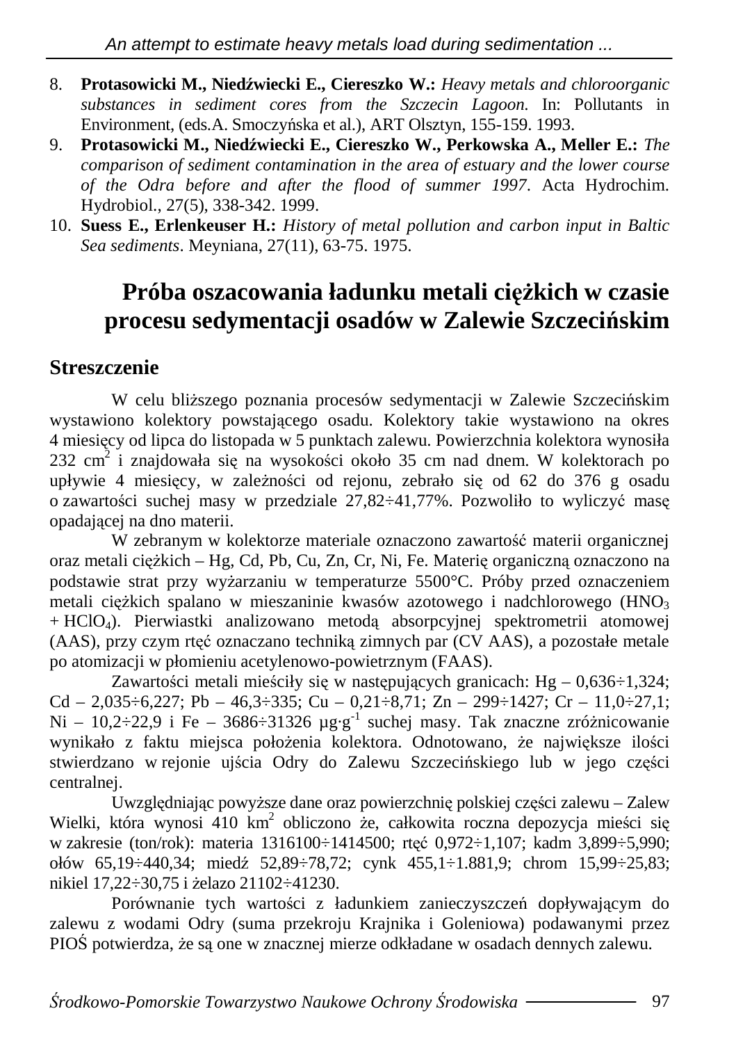8. **Protasowicki M., Niedźwiecki E., Ciereszko W.:** *Heavy metals and chloroorganic substances in sediment cores from the Szczecin Lagoon.* In: Pollutants in Environment, (eds.A. Smoczyńska et al.), ART Olsztyn, 155-159. 1993.
9. **Protasowicki M., Niedźwiecki E., Ciereszko W., Perkowska A., Meller E.:** *The comparison of sediment contamination in the area of estuary and the lower course of the Odra before and after the flood of summer 1997*. Acta Hydrochim. Hydrobiol., 27(5), 338-342. 1999.
10. **Suess E., Erlenkeuser H.:** *History of metal pollution and carbon input in Baltic Sea sediments*. Meyniana, 27(11), 63-75. 1975.

# Próba oszacowania ładunku metali ciężkich w czasie procesu sedymentacji osadów w Zalewie Szczecińskim

## Streszczenie

W celu bliższego poznania procesów sedymentacji w Zalewie Szczecińskim wystawiono kolektory powstającego osadu. Kolektory takie wystawiono na okres 4 miesięcy od lipca do listopada w 5 punktach zalewu. Powierzchnia kolektora wynosiła 232 $cm^2$ i znajdowała się na wysokości około 35 cm nad dnem. W kolektorach po upływie 4 miesięcy, w zależności od rejonu, zebrało się od 62 do 376 g osadu o zawartości suchej masy w przedziale 27,82÷41,77%. Pozwoliło to wyliczyć masę opadającej na dno materii.

W zebranym w kolektorze materiale oznaczono zawartość materii organicznej oraz metali ciężkich – Hg, Cd, Pb, Cu, Zn, Cr, Ni, Fe. Materię organiczną oznaczono na podstawie strat przy wyżarzaniu w temperaturze 5500°C. Próby przed oznaczeniem metali ciężkich spalano w mieszaninie kwasów azotowego i nadchlorowego ($HNO_3$ + $HClO_4$). Pierwiastki analizowano metodą absorpcyjnej spektrometrii atomowej (AAS), przy czym rtęć oznaczano techniką zimnych par (CV AAS), a pozostałe metale po atomizacji w płomieniu acetylenowo-powietrznym (FAAS).

Zawartości metali mieściły się w następujących granicach: Hg – 0,636÷1,324; Cd – 2,035÷6,227; Pb – 46,3÷335; Cu – 0,21÷8,71; Zn – 299÷1427; Cr – 11,0÷27,1; Ni – 10,2÷22,9 i Fe – 3686÷31326 $\mu g \cdot g^{-1}$ suchej masy. Tak znaczne zróżnicowanie wynikało z faktu miejsca położenia kolektora. Odnotowano, że największe ilości stwierdzano w rejonie ujścia Odry do Zalewu Szczecińskiego lub w jego części centralnej.

Uwzględniając powyższe dane oraz powierzchnię polskiej części zalewu – Zalew Wielki, która wynosi 410 $km^2$ obliczono że, całkowita roczna depozycja mieści się w zakresie (ton/rok): materia 1316100÷1414500; rtęć 0,972÷1,107; kadm 3,899÷5,990; ołów 65,19÷440,34; miedź 52,89÷78,72; cynk 455,1÷1.881,9; chrom 15,99÷25,83; nikiel 17,22÷30,75 i żelazo 21102÷41230.

Porównanie tych wartości z ładunkiem zanieczyszczeń dopływającym do zalewu z wodami Odry (suma przekroju Krajnika i Goleniowa) podawanymi przez PIOŚ potwierdza, że są one w znacznej mierze odkładane w osadach dennych zalewu.